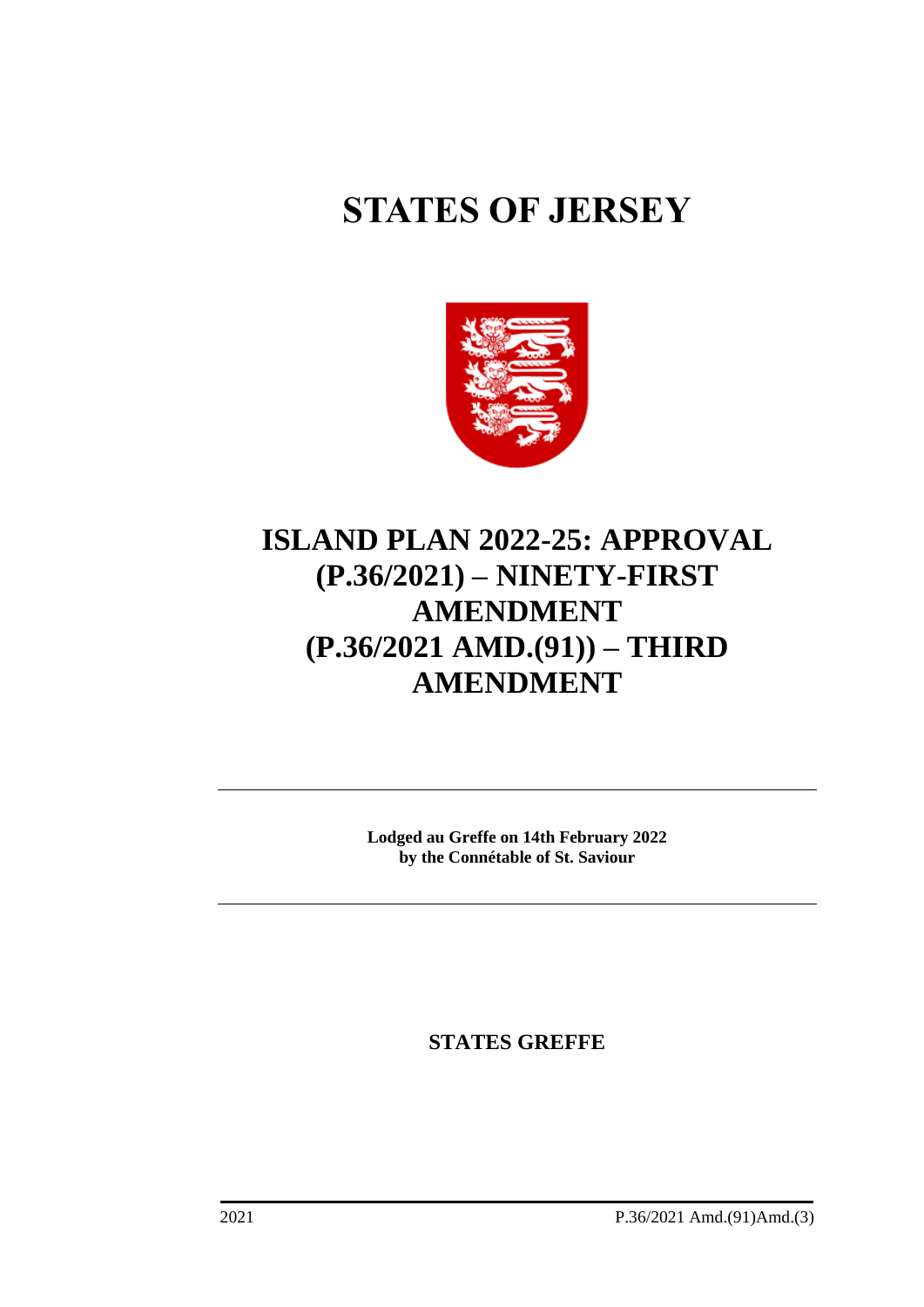# STATES OF JERSEY

## ISLAND PLAN 2022-25: APPROVAL (P.36/2021) – NINETY-FIRST AMENDMENT (P.36/2021 AMD.(91)) – THIRD AMENDMENT

**Lodged au Greffe on 14th February 2022**
**by the Connétable of St. Saviour**

**STATES GREFFE**

2021 P.36/2021 Amd.(91)Amd.(3)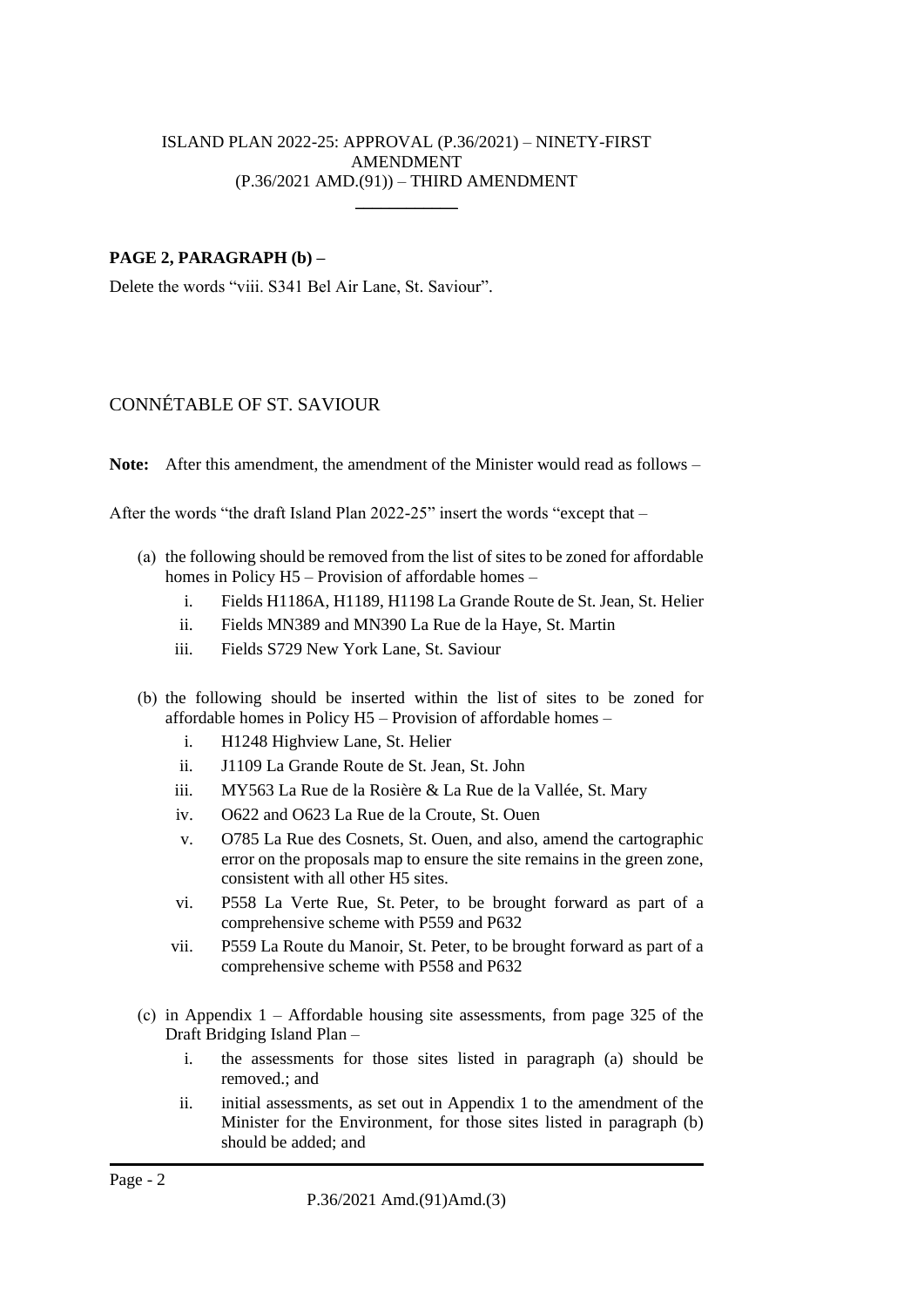ISLAND PLAN 2022-25: APPROVAL (P.36/2021) – NINETY-FIRST AMENDMENT
(P.36/2021 AMD.(91)) – THIRD AMENDMENT

____________

**PAGE 2, PARAGRAPH (b) –**

Delete the words "viii. S341 Bel Air Lane, St. Saviour".

CONNÉTABLE OF ST. SAVIOUR

**Note:** After this amendment, the amendment of the Minister would read as follows –

After the words "the draft Island Plan 2022-25" insert the words "except that –

(a) the following should be removed from the list of sites to be zoned for affordable homes in Policy H5 – Provision of affordable homes –

  i. Fields H1186A, H1189, H1198 La Grande Route de St. Jean, St. Helier
  ii. Fields MN389 and MN390 La Rue de la Haye, St. Martin
  iii. Fields S729 New York Lane, St. Saviour

(b) the following should be inserted within the list of sites to be zoned for affordable homes in Policy H5 – Provision of affordable homes –

  i. H1248 Highview Lane, St. Helier
  ii. J1109 La Grande Route de St. Jean, St. John
  iii. MY563 La Rue de la Rosière & La Rue de la Vallée, St. Mary
  iv. O622 and O623 La Rue de la Croute, St. Ouen
  v. O785 La Rue des Cosnets, St. Ouen, and also, amend the cartographic error on the proposals map to ensure the site remains in the green zone, consistent with all other H5 sites.
  vi. P558 La Verte Rue, St. Peter, to be brought forward as part of a comprehensive scheme with P559 and P632
  vii. P559 La Route du Manoir, St. Peter, to be brought forward as part of a comprehensive scheme with P558 and P632

(c) in Appendix 1 – Affordable housing site assessments, from page 325 of the Draft Bridging Island Plan –

  i. the assessments for those sites listed in paragraph (a) should be removed.; and
  ii. initial assessments, as set out in Appendix 1 to the amendment of the Minister for the Environment, for those sites listed in paragraph (b) should be added; and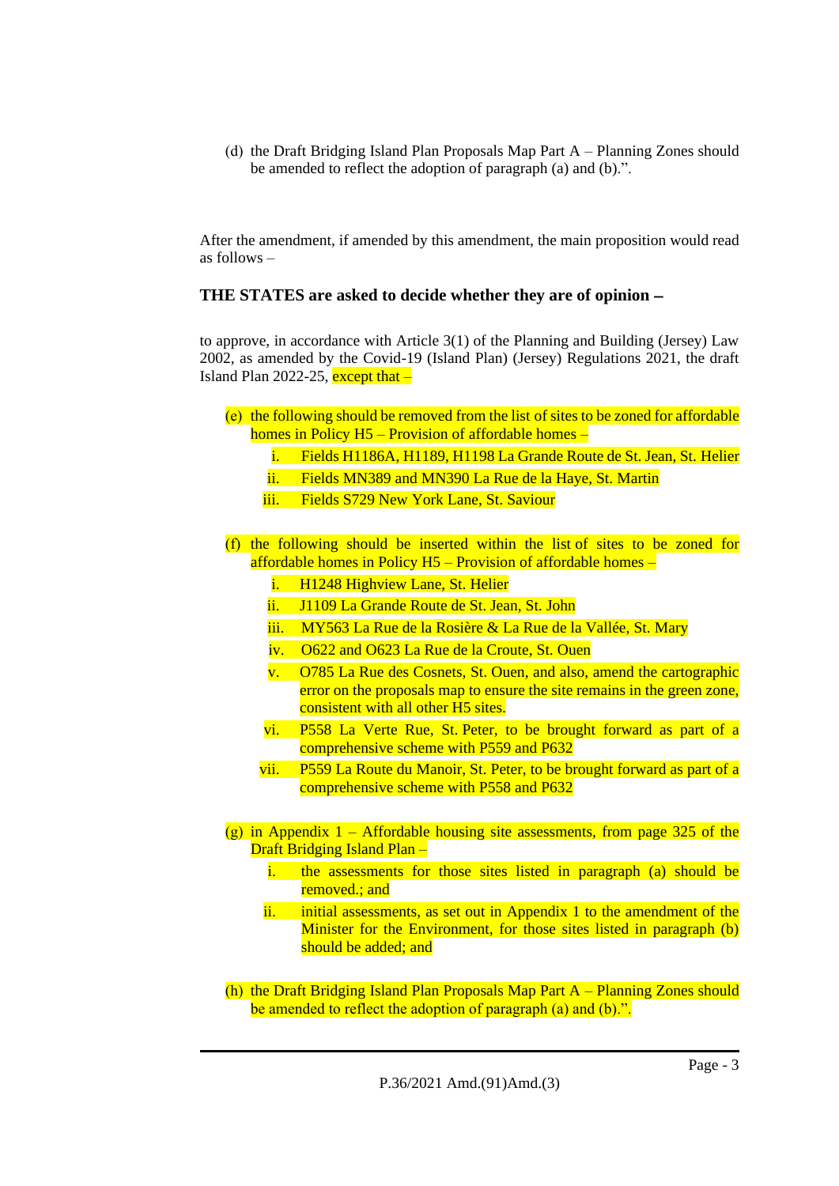(d) the Draft Bridging Island Plan Proposals Map Part A – Planning Zones should be amended to reflect the adoption of paragraph (a) and (b).".

After the amendment, if amended by this amendment, the main proposition would read as follows –

**THE STATES are asked to decide whether they are of opinion −**

to approve, in accordance with Article 3(1) of the Planning and Building (Jersey) Law 2002, as amended by the Covid-19 (Island Plan) (Jersey) Regulations 2021, the draft Island Plan 2022-25, except that –

(e) the following should be removed from the list of sites to be zoned for affordable homes in Policy H5 – Provision of affordable homes –

  i. Fields H1186A, H1189, H1198 La Grande Route de St. Jean, St. Helier
  ii. Fields MN389 and MN390 La Rue de la Haye, St. Martin
  iii. Fields S729 New York Lane, St. Saviour

(f) the following should be inserted within the list of sites to be zoned for affordable homes in Policy H5 – Provision of affordable homes –

  i. H1248 Highview Lane, St. Helier
  ii. J1109 La Grande Route de St. Jean, St. John
  iii. MY563 La Rue de la Rosière & La Rue de la Vallée, St. Mary
  iv. O622 and O623 La Rue de la Croute, St. Ouen
  v. O785 La Rue des Cosnets, St. Ouen, and also, amend the cartographic error on the proposals map to ensure the site remains in the green zone, consistent with all other H5 sites.
  vi. P558 La Verte Rue, St. Peter, to be brought forward as part of a comprehensive scheme with P559 and P632
  vii. P559 La Route du Manoir, St. Peter, to be brought forward as part of a comprehensive scheme with P558 and P632

(g) in Appendix 1 – Affordable housing site assessments, from page 325 of the Draft Bridging Island Plan –

  i. the assessments for those sites listed in paragraph (a) should be removed.; and
  ii. initial assessments, as set out in Appendix 1 to the amendment of the Minister for the Environment, for those sites listed in paragraph (b) should be added; and

(h) the Draft Bridging Island Plan Proposals Map Part A – Planning Zones should be amended to reflect the adoption of paragraph (a) and (b).".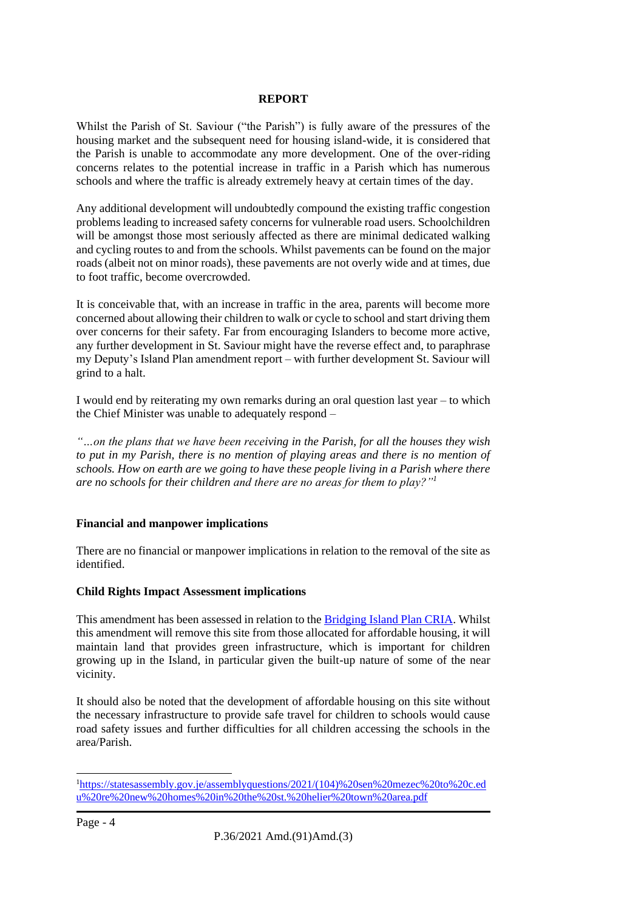## REPORT

Whilst the Parish of St. Saviour ("the Parish") is fully aware of the pressures of the housing market and the subsequent need for housing island-wide, it is considered that the Parish is unable to accommodate any more development. One of the over-riding concerns relates to the potential increase in traffic in a Parish which has numerous schools and where the traffic is already extremely heavy at certain times of the day.

Any additional development will undoubtedly compound the existing traffic congestion problems leading to increased safety concerns for vulnerable road users. Schoolchildren will be amongst those most seriously affected as there are minimal dedicated walking and cycling routes to and from the schools. Whilst pavements can be found on the major roads (albeit not on minor roads), these pavements are not overly wide and at times, due to foot traffic, become overcrowded.

It is conceivable that, with an increase in traffic in the area, parents will become more concerned about allowing their children to walk or cycle to school and start driving them over concerns for their safety. Far from encouraging Islanders to become more active, any further development in St. Saviour might have the reverse effect and, to paraphrase my Deputy's Island Plan amendment report – with further development St. Saviour will grind to a halt.

I would end by reiterating my own remarks during an oral question last year – to which the Chief Minister was unable to adequately respond –

*"…on the plans that we have been receiving in the Parish, for all the houses they wish to put in my Parish, there is no mention of playing areas and there is no mention of schools. How on earth are we going to have these people living in a Parish where there are no schools for their children and there are no areas for them to play?"*[1]

### Financial and manpower implications

There are no financial or manpower implications in relation to the removal of the site as identified.

### Child Rights Impact Assessment implications

This amendment has been assessed in relation to the Bridging Island Plan CRIA. Whilst this amendment will remove this site from those allocated for affordable housing, it will maintain land that provides green infrastructure, which is important for children growing up in the Island, in particular given the built-up nature of some of the near vicinity.

It should also be noted that the development of affordable housing on this site without the necessary infrastructure to provide safe travel for children to schools would cause road safety issues and further difficulties for all children accessing the schools in the area/Parish.

[1] https://statesassembly.gov.je/assemblyquestions/2021/(104)%20sen%20mezec%20to%20c.edu%20re%20new%20homes%20in%20the%20st.%20helier%20town%20area.pdf